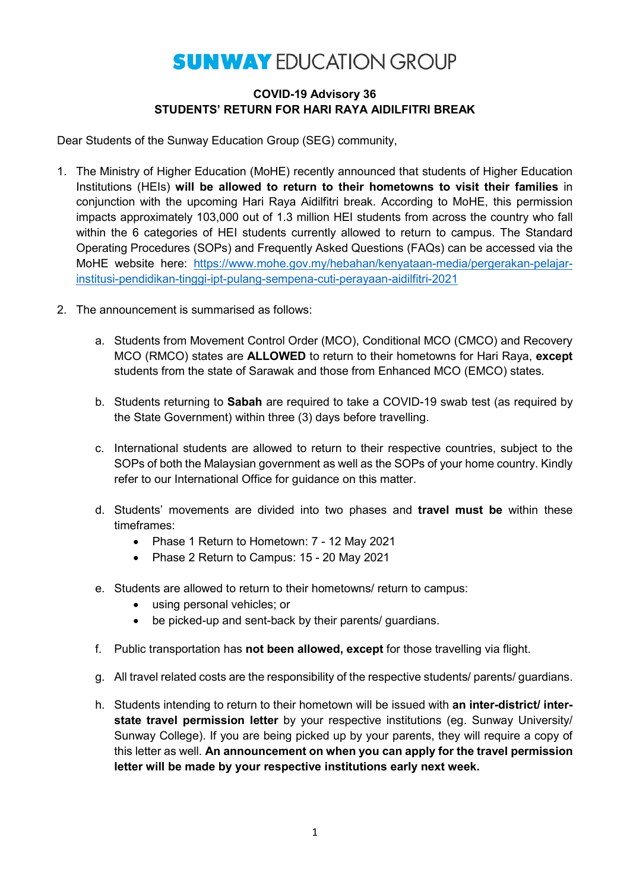# SUNWAY EDUCATION GROUP

**COVID-19 Advisory 36**
**STUDENTS' RETURN FOR HARI RAYA AIDILFITRI BREAK**

Dear Students of the Sunway Education Group (SEG) community,

1. The Ministry of Higher Education (MoHE) recently announced that students of Higher Education Institutions (HEIs) **will be allowed to return to their hometowns to visit their families** in conjunction with the upcoming Hari Raya Aidilfitri break. According to MoHE, this permission impacts approximately 103,000 out of 1.3 million HEI students from across the country who fall within the 6 categories of HEI students currently allowed to return to campus. The Standard Operating Procedures (SOPs) and Frequently Asked Questions (FAQs) can be accessed via the MoHE website here: [https://www.mohe.gov.my/hebahan/kenyataan-media/pergerakan-pelajar-institusi-pendidikan-tinggi-ipt-pulang-sempena-cuti-perayaan-aidilfitri-2021](https://www.mohe.gov.my/hebahan/kenyataan-media/pergerakan-pelajar-institusi-pendidikan-tinggi-ipt-pulang-sempena-cuti-perayaan-aidilfitri-2021)

2. The announcement is summarised as follows:

   a. Students from Movement Control Order (MCO), Conditional MCO (CMCO) and Recovery MCO (RMCO) states are **ALLOWED** to return to their hometowns for Hari Raya, **except** students from the state of Sarawak and those from Enhanced MCO (EMCO) states.

   b. Students returning to **Sabah** are required to take a COVID-19 swab test (as required by the State Government) within three (3) days before travelling.

   c. International students are allowed to return to their respective countries, subject to the SOPs of both the Malaysian government as well as the SOPs of your home country. Kindly refer to our International Office for guidance on this matter.

   d. Students' movements are divided into two phases and **travel must be** within these timeframes:
      - Phase 1 Return to Hometown: 7 - 12 May 2021
      - Phase 2 Return to Campus: 15 - 20 May 2021

   e. Students are allowed to return to their hometowns/ return to campus:
      - using personal vehicles; or
      - be picked-up and sent-back by their parents/ guardians.

   f. Public transportation has **not been allowed, except** for those travelling via flight.

   g. All travel related costs are the responsibility of the respective students/ parents/ guardians.

   h. Students intending to return to their hometown will be issued with **an inter-district/ inter-state travel permission letter** by your respective institutions (eg. Sunway University/ Sunway College). If you are being picked up by your parents, they will require a copy of this letter as well. **An announcement on when you can apply for the travel permission letter will be made by your respective institutions early next week.**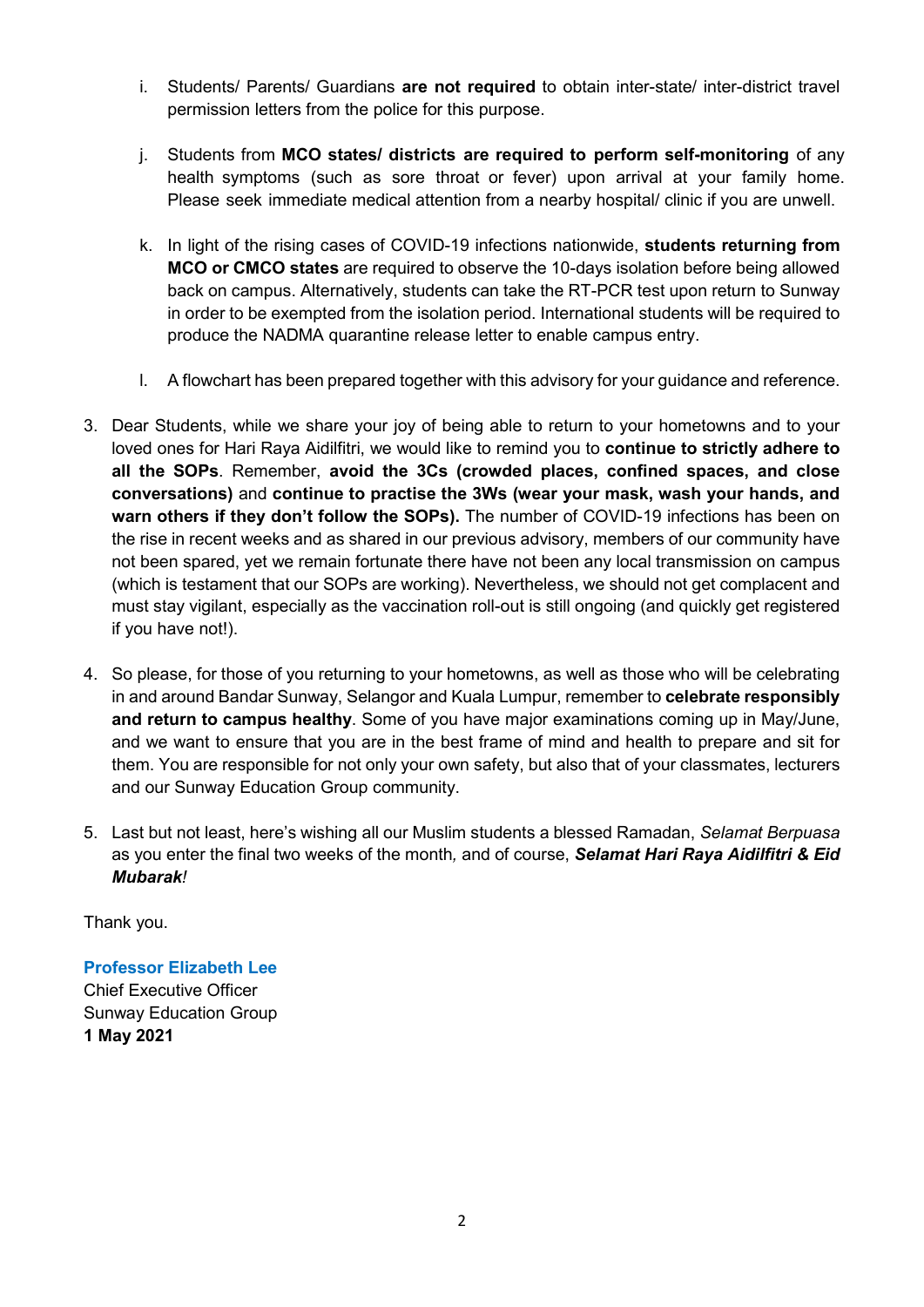i. Students/ Parents/ Guardians **are not required** to obtain inter-state/ inter-district travel permission letters from the police for this purpose.

j. Students from **MCO states/ districts are required to perform self-monitoring** of any health symptoms (such as sore throat or fever) upon arrival at your family home. Please seek immediate medical attention from a nearby hospital/ clinic if you are unwell.

k. In light of the rising cases of COVID-19 infections nationwide, **students returning from MCO or CMCO states** are required to observe the 10-days isolation before being allowed back on campus. Alternatively, students can take the RT-PCR test upon return to Sunway in order to be exempted from the isolation period. International students will be required to produce the NADMA quarantine release letter to enable campus entry.

l. A flowchart has been prepared together with this advisory for your guidance and reference.

3. Dear Students, while we share your joy of being able to return to your hometowns and to your loved ones for Hari Raya Aidilfitri, we would like to remind you to **continue to strictly adhere to all the SOPs**. Remember, **avoid the 3Cs (crowded places, confined spaces, and close conversations)** and **continue to practise the 3Ws (wear your mask, wash your hands, and warn others if they don't follow the SOPs).** The number of COVID-19 infections has been on the rise in recent weeks and as shared in our previous advisory, members of our community have not been spared, yet we remain fortunate there have not been any local transmission on campus (which is testament that our SOPs are working). Nevertheless, we should not get complacent and must stay vigilant, especially as the vaccination roll-out is still ongoing (and quickly get registered if you have not!).

4. So please, for those of you returning to your hometowns, as well as those who will be celebrating in and around Bandar Sunway, Selangor and Kuala Lumpur, remember to **celebrate responsibly and return to campus healthy**. Some of you have major examinations coming up in May/June, and we want to ensure that you are in the best frame of mind and health to prepare and sit for them. You are responsible for not only your own safety, but also that of your classmates, lecturers and our Sunway Education Group community.

5. Last but not least, here's wishing all our Muslim students a blessed Ramadan, *Selamat Berpuasa* as you enter the final two weeks of the month, and of course, ***Selamat Hari Raya Aidilfitri & Eid Mubarak****!*

Thank you.

**Professor Elizabeth Lee**
Chief Executive Officer
Sunway Education Group
**1 May 2021**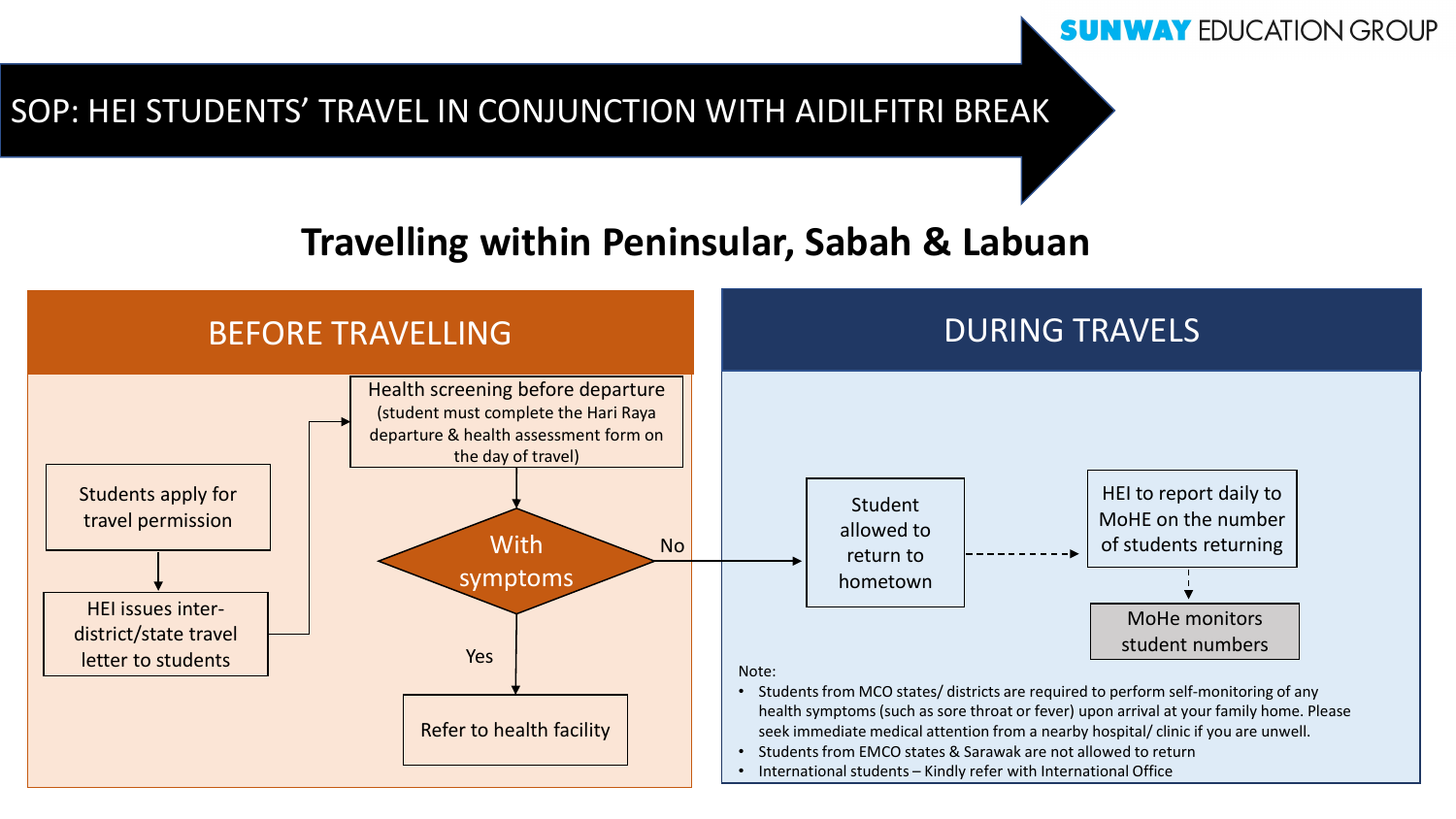SUNWAY EDUCATION GROUP

# SOP: HEI STUDENTS' TRAVEL IN CONJUNCTION WITH AIDILFITRI BREAK

## Travelling within Peninsular, Sabah & Labuan

### BEFORE TRAVELLING

- Students apply for travel permission
- HEI issues inter-district/state travel letter to students
- Health screening before departure (student must complete the Hari Raya departure & health assessment form on the day of travel)
- With symptoms
  - Yes: Refer to health facility
  - No: Student allowed to return to hometown

### DURING TRAVELS

- Student allowed to return to hometown
- HEI to report daily to MoHE on the number of students returning
- MoHe monitors student numbers

Note:

- Students from MCO states/ districts are required to perform self-monitoring of any health symptoms (such as sore throat or fever) upon arrival at your family home. Please seek immediate medical attention from a nearby hospital/ clinic if you are unwell.
- Students from EMCO states & Sarawak are not allowed to return
- International students – Kindly refer with International Office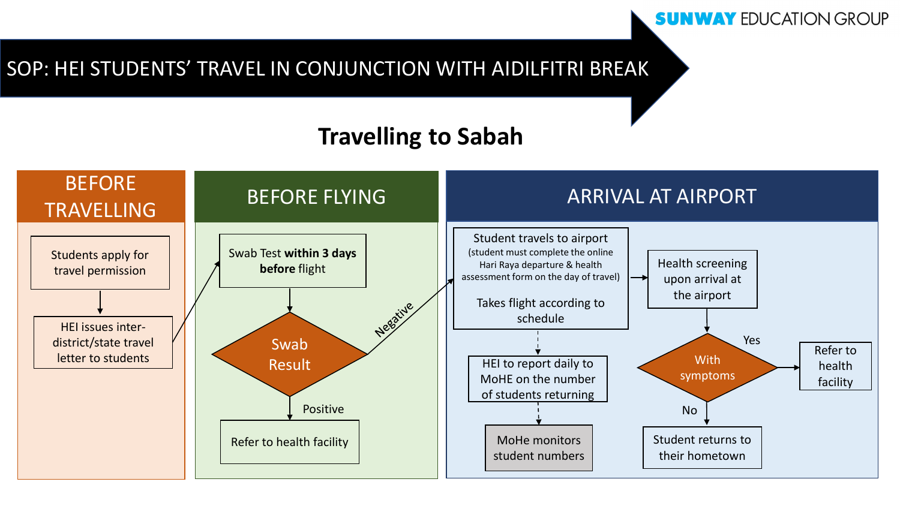SUNWAY EDUCATION GROUP

# SOP: HEI STUDENTS' TRAVEL IN CONJUNCTION WITH AIDILFITRI BREAK

## Travelling to Sabah

### BEFORE TRAVELLING

- Students apply for travel permission
- HEI issues inter-district/state travel letter to students

### BEFORE FLYING

- Swab Test **within 3 days** before flight
- Swab Result
  - Negative → Arrival at Airport
  - Positive → Refer to health facility

### ARRIVAL AT AIRPORT

- Student travels to airport (student must complete the online Hari Raya departure & health assessment form on the day of travel)

  Takes flight according to schedule

- HEI to report daily to MoHE on the number of students returning
- MoHe monitors student numbers
- Health screening upon arrival at the airport
- With symptoms
  - Yes → Refer to health facility
  - No → Student returns to their hometown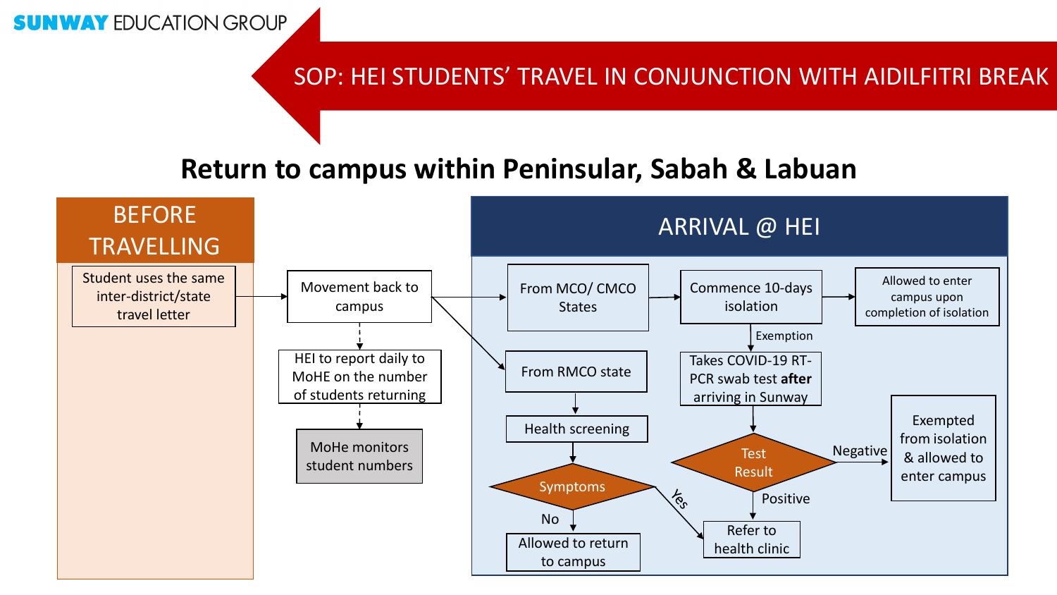SUNWAY EDUCATION GROUP

# SOP: HEI STUDENTS' TRAVEL IN CONJUNCTION WITH AIDILFITRI BREAK

## Return to campus within Peninsular, Sabah & Labuan

### BEFORE TRAVELLING

Student uses the same inter-district/state travel letter

Movement back to campus

HEI to report daily to MoHE on the number of students returning

MoHe monitors student numbers

### ARRIVAL @ HEI

From MCO/ CMCO States

Commence 10-days isolation

Allowed to enter campus upon completion of isolation

Exemption

Takes COVID-19 RT-PCR swab test **after** arriving in Sunway

Test Result

Negative

Exempted from isolation & allowed to enter campus

Positive

Refer to health clinic

From RMCO state

Health screening

Symptoms

No

Allowed to return to campus

Yes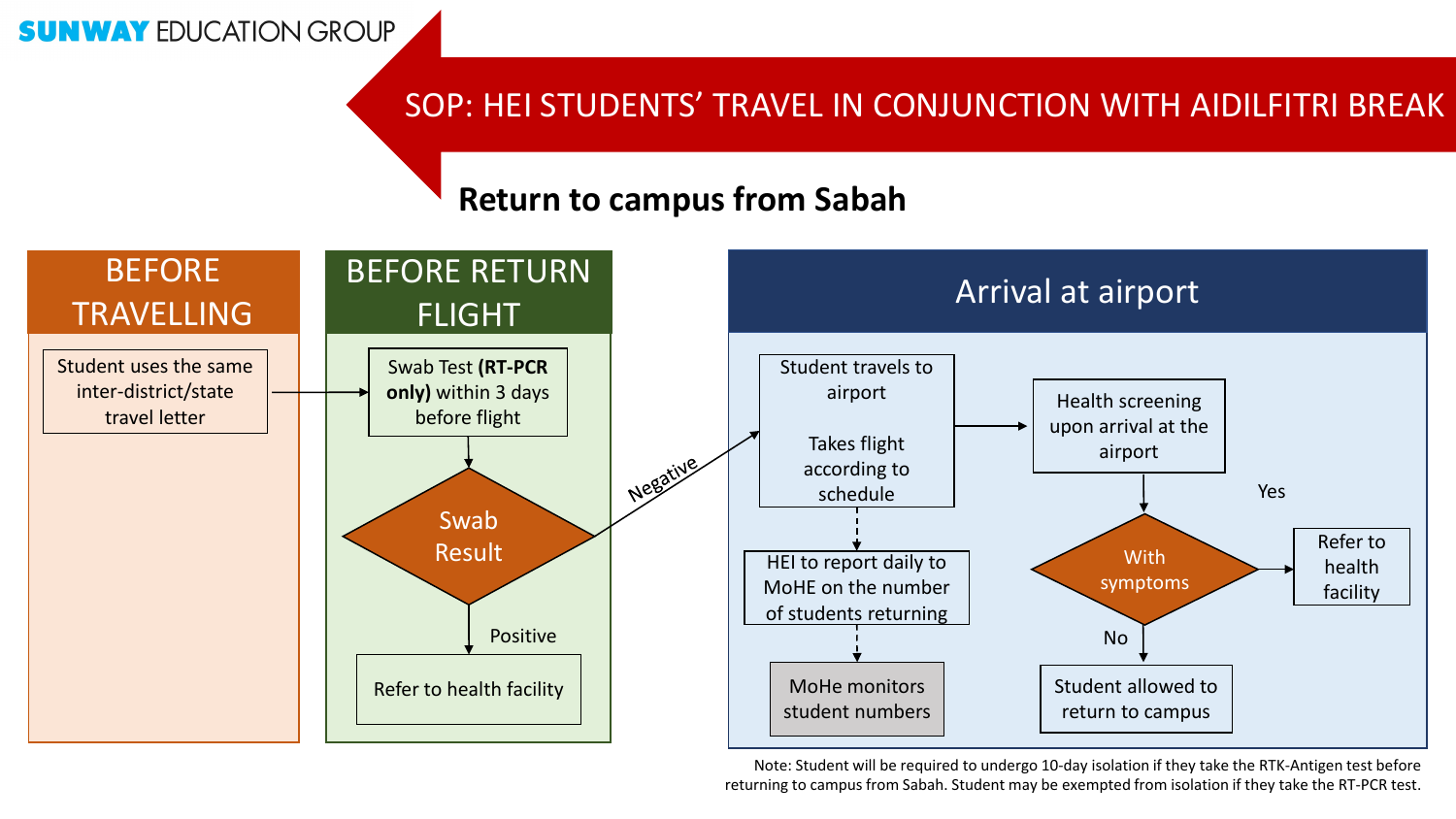SUNWAY EDUCATION GROUP

# SOP: HEI STUDENTS' TRAVEL IN CONJUNCTION WITH AIDILFITRI BREAK

## Return to campus from Sabah

### BEFORE TRAVELLING

Student uses the same inter-district/state travel letter

### BEFORE RETURN FLIGHT

Swab Test **(RT-PCR only)** within 3 days before flight

Swab Result

Negative

Positive

Refer to health facility

### Arrival at airport

Student travels to airport

Takes flight according to schedule

HEI to report daily to MoHE on the number of students returning

MoHe monitors student numbers

Health screening upon arrival at the airport

With symptoms

Yes

Refer to health facility

No

Student allowed to return to campus

Note: Student will be required to undergo 10-day isolation if they take the RTK-Antigen test before returning to campus from Sabah. Student may be exempted from isolation if they take the RT-PCR test.